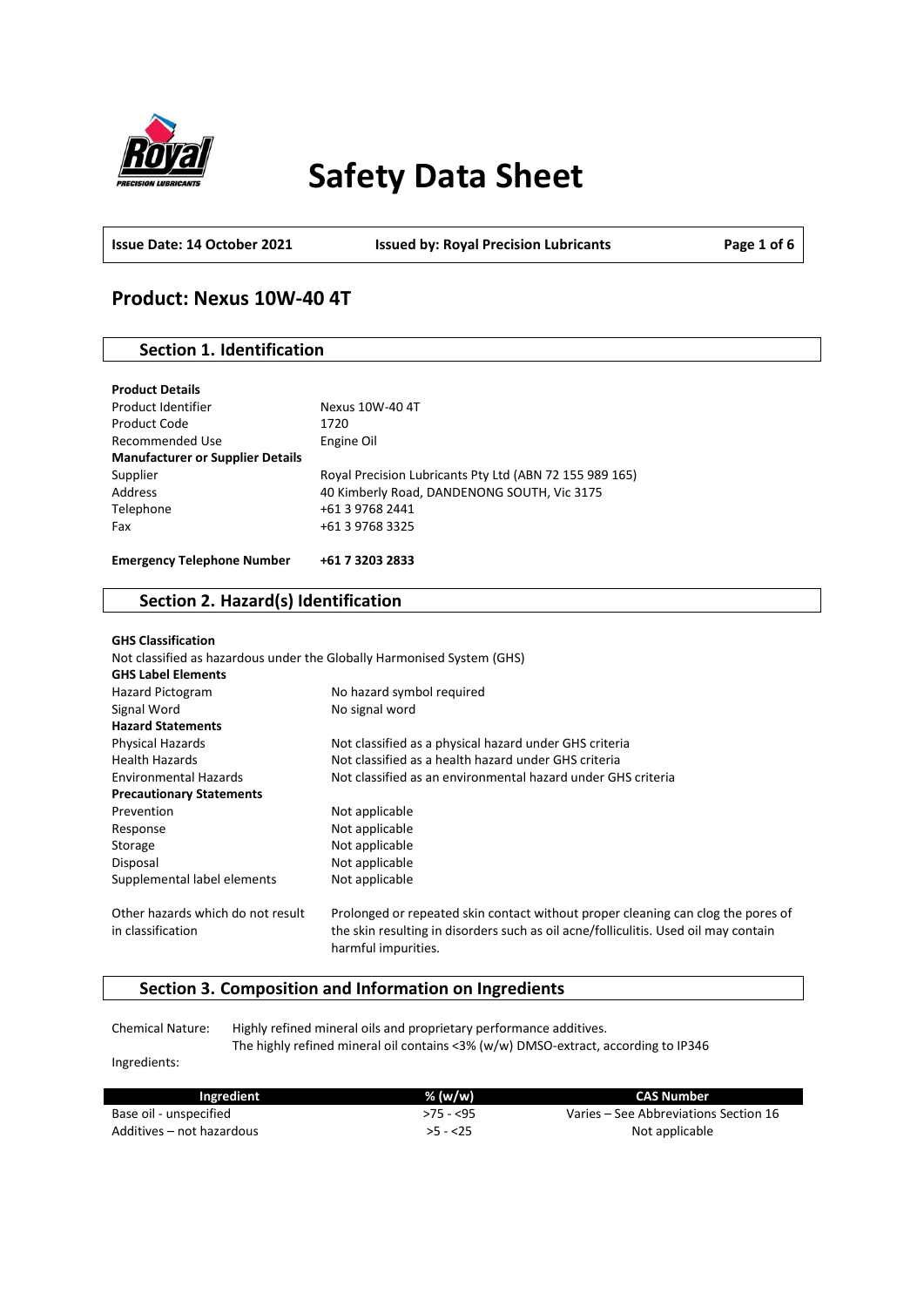# Safety Data Sheet

**Issue Date: 14 October 2021** **Issued by: Royal Precision Lubricants**

## Product: Nexus 10W-40 4T

### Section 1. Identification

**Product Details**

| | |
|---|---|
| Product Identifier | Nexus 10W-40 4T |
| Product Code | 1720 |
| Recommended Use | Engine Oil |
| **Manufacturer or Supplier Details** | |
| Supplier | Royal Precision Lubricants Pty Ltd (ABN 72 155 989 165) |
| Address | 40 Kimberly Road, DANDENONG SOUTH, Vic 3175 |
| Telephone | +61 3 9768 2441 |
| Fax | +61 3 9768 3325 |

**Emergency Telephone Number** **+61 7 3203 2833**

### Section 2. Hazard(s) Identification

**GHS Classification**

Not classified as hazardous under the Globally Harmonised System (GHS)

**GHS Label Elements**

| | |
|---|---|
| Hazard Pictogram | No hazard symbol required |
| Signal Word | No signal word |
| **Hazard Statements** | |
| Physical Hazards | Not classified as a physical hazard under GHS criteria |
| Health Hazards | Not classified as a health hazard under GHS criteria |
| Environmental Hazards | Not classified as an environmental hazard under GHS criteria |
| **Precautionary Statements** | |
| Prevention | Not applicable |
| Response | Not applicable |
| Storage | Not applicable |
| Disposal | Not applicable |
| Supplemental label elements | Not applicable |
| Other hazards which do not result in classification | Prolonged or repeated skin contact without proper cleaning can clog the pores of the skin resulting in disorders such as oil acne/folliculitis. Used oil may contain harmful impurities. |

### Section 3. Composition and Information on Ingredients

Chemical Nature: Highly refined mineral oils and proprietary performance additives.
The highly refined mineral oil contains <3% (w/w) DMSO-extract, according to IP346

Ingredients:

| Ingredient | % (w/w) | CAS Number |
|---|---|---|
| Base oil - unspecified | >75 - <95 | Varies – See Abbreviations Section 16 |
| Additives – not hazardous | >5 - <25 | Not applicable |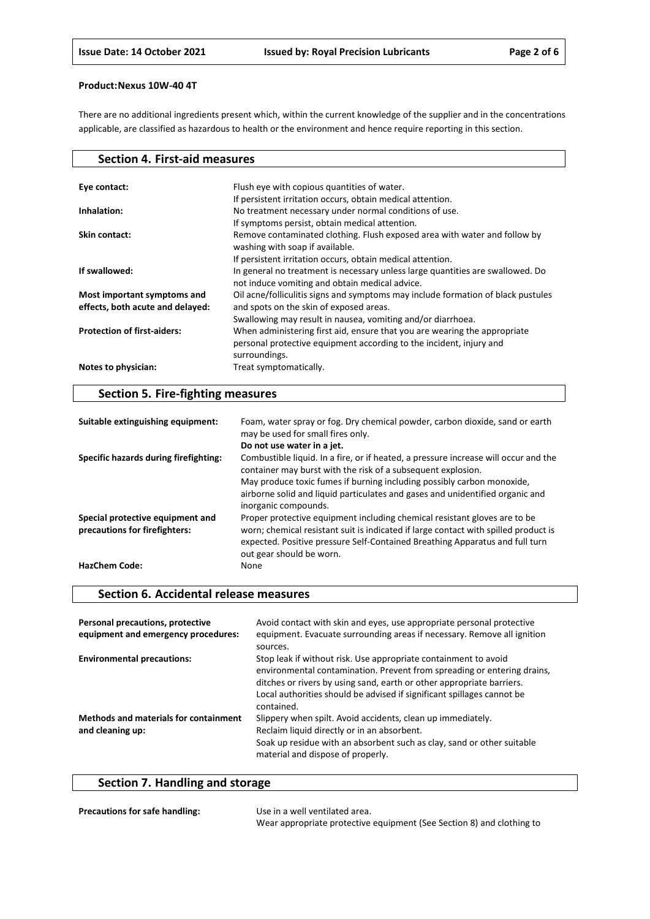**Product:Nexus 10W-40 4T**

There are no additional ingredients present which, within the current knowledge of the supplier and in the concentrations applicable, are classified as hazardous to health or the environment and hence require reporting in this section.

## Section 4. First-aid measures

| | |
|---|---|
| **Eye contact:** | Flush eye with copious quantities of water. If persistent irritation occurs, obtain medical attention. |
| **Inhalation:** | No treatment necessary under normal conditions of use. If symptoms persist, obtain medical attention. |
| **Skin contact:** | Remove contaminated clothing. Flush exposed area with water and follow by washing with soap if available. If persistent irritation occurs, obtain medical attention. |
| **If swallowed:** | In general no treatment is necessary unless large quantities are swallowed. Do not induce vomiting and obtain medical advice. |
| **Most important symptoms and effects, both acute and delayed:** | Oil acne/folliculitis signs and symptoms may include formation of black pustules and spots on the skin of exposed areas. Swallowing may result in nausea, vomiting and/or diarrhoea. |
| **Protection of first-aiders:** | When administering first aid, ensure that you are wearing the appropriate personal protective equipment according to the incident, injury and surroundings. |
| **Notes to physician:** | Treat symptomatically. |

## Section 5. Fire-fighting measures

| | |
|---|---|
| **Suitable extinguishing equipment:** | Foam, water spray or fog. Dry chemical powder, carbon dioxide, sand or earth may be used for small fires only. **Do not use water in a jet.** |
| **Specific hazards during firefighting:** | Combustible liquid. In a fire, or if heated, a pressure increase will occur and the container may burst with the risk of a subsequent explosion. May produce toxic fumes if burning including possibly carbon monoxide, airborne solid and liquid particulates and gases and unidentified organic and inorganic compounds. |
| **Special protective equipment and precautions for firefighters:** | Proper protective equipment including chemical resistant gloves are to be worn; chemical resistant suit is indicated if large contact with spilled product is expected. Positive pressure Self-Contained Breathing Apparatus and full turn out gear should be worn. |
| **HazChem Code:** | None |

## Section 6. Accidental release measures

| | |
|---|---|
| **Personal precautions, protective equipment and emergency procedures:** | Avoid contact with skin and eyes, use appropriate personal protective equipment. Evacuate surrounding areas if necessary. Remove all ignition sources. |
| **Environmental precautions:** | Stop leak if without risk. Use appropriate containment to avoid environmental contamination. Prevent from spreading or entering drains, ditches or rivers by using sand, earth or other appropriate barriers. Local authorities should be advised if significant spillages cannot be contained. |
| **Methods and materials for containment and cleaning up:** | Slippery when spilt. Avoid accidents, clean up immediately. Reclaim liquid directly or in an absorbent. Soak up residue with an absorbent such as clay, sand or other suitable material and dispose of properly. |

## Section 7. Handling and storage

| | |
|---|---|
| **Precautions for safe handling:** | Use in a well ventilated area. Wear appropriate protective equipment (See Section 8) and clothing to |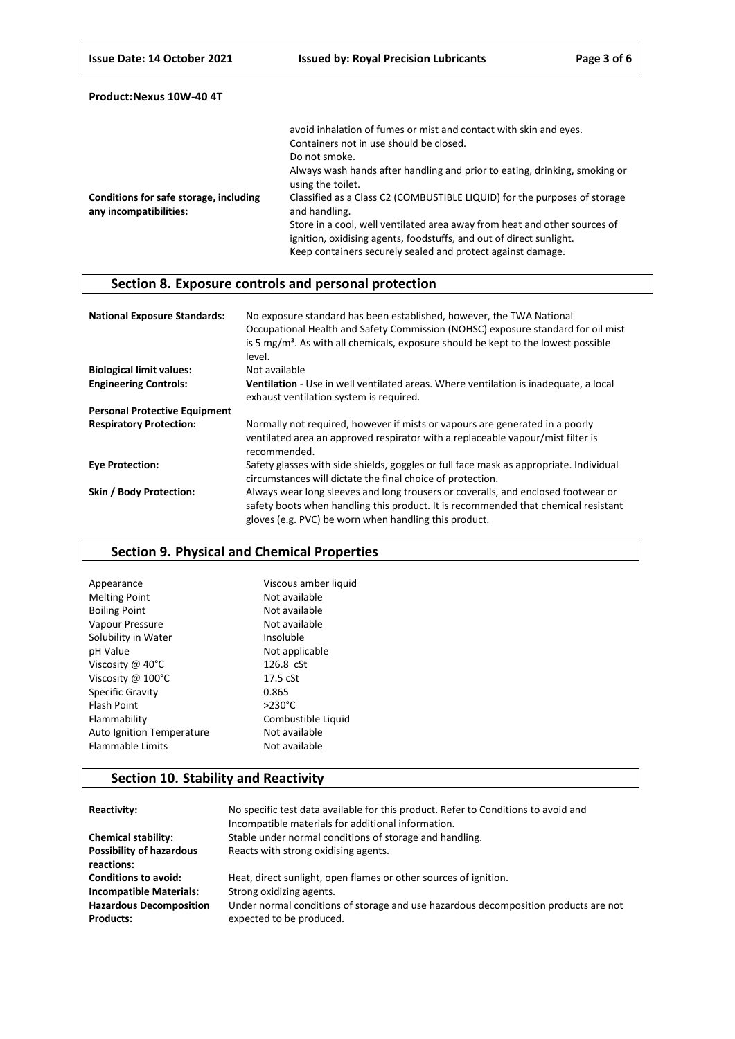**Product:Nexus 10W-40 4T**

| | |
|---|---|
| | avoid inhalation of fumes or mist and contact with skin and eyes.<br>Containers not in use should be closed.<br>Do not smoke.<br>Always wash hands after handling and prior to eating, drinking, smoking or using the toilet. |
| **Conditions for safe storage, including any incompatibilities:** | Classified as a Class C2 (COMBUSTIBLE LIQUID) for the purposes of storage and handling.<br>Store in a cool, well ventilated area away from heat and other sources of ignition, oxidising agents, foodstuffs, and out of direct sunlight.<br>Keep containers securely sealed and protect against damage. |

## Section 8. Exposure controls and personal protection

| | |
|---|---|
| **National Exposure Standards:** | No exposure standard has been established, however, the TWA National Occupational Health and Safety Commission (NOHSC) exposure standard for oil mist is 5 mg/m³. As with all chemicals, exposure should be kept to the lowest possible level. |
| **Biological limit values:** | Not available |
| **Engineering Controls:** | **Ventilation** - Use in well ventilated areas. Where ventilation is inadequate, a local exhaust ventilation system is required. |
| **Personal Protective Equipment** | |
| **Respiratory Protection:** | Normally not required, however if mists or vapours are generated in a poorly ventilated area an approved respirator with a replaceable vapour/mist filter is recommended. |
| **Eye Protection:** | Safety glasses with side shields, goggles or full face mask as appropriate. Individual circumstances will dictate the final choice of protection. |
| **Skin / Body Protection:** | Always wear long sleeves and long trousers or coveralls, and enclosed footwear or safety boots when handling this product. It is recommended that chemical resistant gloves (e.g. PVC) be worn when handling this product. |

## Section 9. Physical and Chemical Properties

| | |
|---|---|
| Appearance | Viscous amber liquid |
| Melting Point | Not available |
| Boiling Point | Not available |
| Vapour Pressure | Not available |
| Solubility in Water | Insoluble |
| pH Value | Not applicable |
| Viscosity @ 40°C | 126.8 cSt |
| Viscosity @ 100°C | 17.5 cSt |
| Specific Gravity | 0.865 |
| Flash Point | >230°C |
| Flammability | Combustible Liquid |
| Auto Ignition Temperature | Not available |
| Flammable Limits | Not available |

## Section 10. Stability and Reactivity

| | |
|---|---|
| **Reactivity:** | No specific test data available for this product. Refer to Conditions to avoid and Incompatible materials for additional information. |
| **Chemical stability:** | Stable under normal conditions of storage and handling. |
| **Possibility of hazardous reactions:** | Reacts with strong oxidising agents. |
| **Conditions to avoid:** | Heat, direct sunlight, open flames or other sources of ignition. |
| **Incompatible Materials:** | Strong oxidizing agents. |
| **Hazardous Decomposition Products:** | Under normal conditions of storage and use hazardous decomposition products are not expected to be produced. |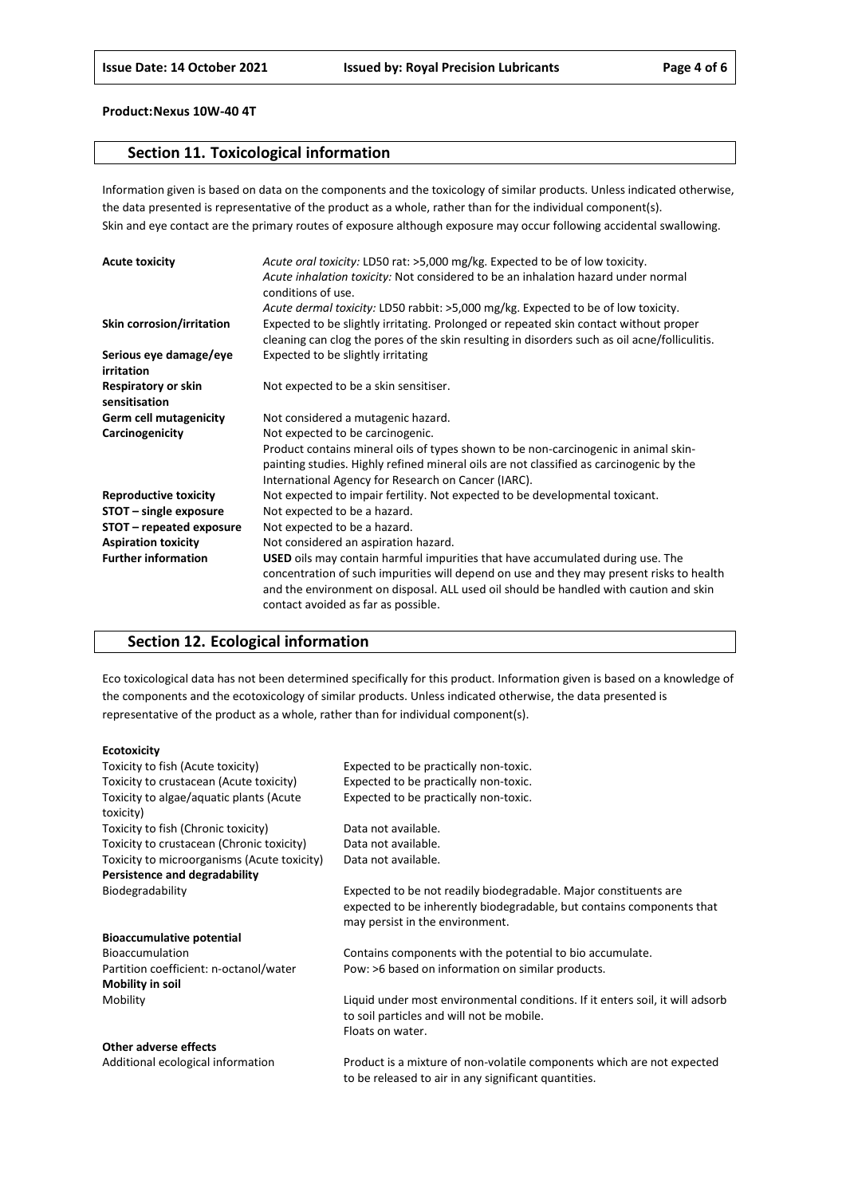**Product:Nexus 10W-40 4T**

## Section 11. Toxicological information

Information given is based on data on the components and the toxicology of similar products. Unless indicated otherwise, the data presented is representative of the product as a whole, rather than for the individual component(s).
Skin and eye contact are the primary routes of exposure although exposure may occur following accidental swallowing.

| | |
|---|---|
| **Acute toxicity** | *Acute oral toxicity:* LD50 rat: >5,000 mg/kg. Expected to be of low toxicity.<br>*Acute inhalation toxicity:* Not considered to be an inhalation hazard under normal conditions of use.<br>*Acute dermal toxicity:* LD50 rabbit: >5,000 mg/kg. Expected to be of low toxicity. |
| **Skin corrosion/irritation** | Expected to be slightly irritating. Prolonged or repeated skin contact without proper cleaning can clog the pores of the skin resulting in disorders such as oil acne/folliculitis. |
| **Serious eye damage/eye irritation** | Expected to be slightly irritating |
| **Respiratory or skin sensitisation** | Not expected to be a skin sensitiser. |
| **Germ cell mutagenicity** | Not considered a mutagenic hazard. |
| **Carcinogenicity** | Not expected to be carcinogenic.<br>Product contains mineral oils of types shown to be non-carcinogenic in animal skin-painting studies. Highly refined mineral oils are not classified as carcinogenic by the International Agency for Research on Cancer (IARC). |
| **Reproductive toxicity** | Not expected to impair fertility. Not expected to be developmental toxicant. |
| **STOT – single exposure** | Not expected to be a hazard. |
| **STOT – repeated exposure** | Not expected to be a hazard. |
| **Aspiration toxicity** | Not considered an aspiration hazard. |
| **Further information** | **USED** oils may contain harmful impurities that have accumulated during use. The concentration of such impurities will depend on use and they may present risks to health and the environment on disposal. ALL used oil should be handled with caution and skin contact avoided as far as possible. |

## Section 12. Ecological information

Eco toxicological data has not been determined specifically for this product. Information given is based on a knowledge of the components and the ecotoxicology of similar products. Unless indicated otherwise, the data presented is representative of the product as a whole, rather than for individual component(s).

| | |
|---|---|
| **Ecotoxicity** | |
| Toxicity to fish (Acute toxicity) | Expected to be practically non-toxic. |
| Toxicity to crustacean (Acute toxicity) | Expected to be practically non-toxic. |
| Toxicity to algae/aquatic plants (Acute toxicity) | Expected to be practically non-toxic. |
| Toxicity to fish (Chronic toxicity) | Data not available. |
| Toxicity to crustacean (Chronic toxicity) | Data not available. |
| Toxicity to microorganisms (Acute toxicity) | Data not available. |
| **Persistence and degradability** | |
| Biodegradability | Expected to be not readily biodegradable. Major constituents are expected to be inherently biodegradable, but contains components that may persist in the environment. |
| **Bioaccumulative potential** | |
| Bioaccumulation | Contains components with the potential to bio accumulate. |
| Partition coefficient: n-octanol/water | Pow: >6 based on information on similar products. |
| **Mobility in soil** | |
| Mobility | Liquid under most environmental conditions. If it enters soil, it will adsorb to soil particles and will not be mobile.<br>Floats on water. |
| **Other adverse effects** | |
| Additional ecological information | Product is a mixture of non-volatile components which are not expected to be released to air in any significant quantities. |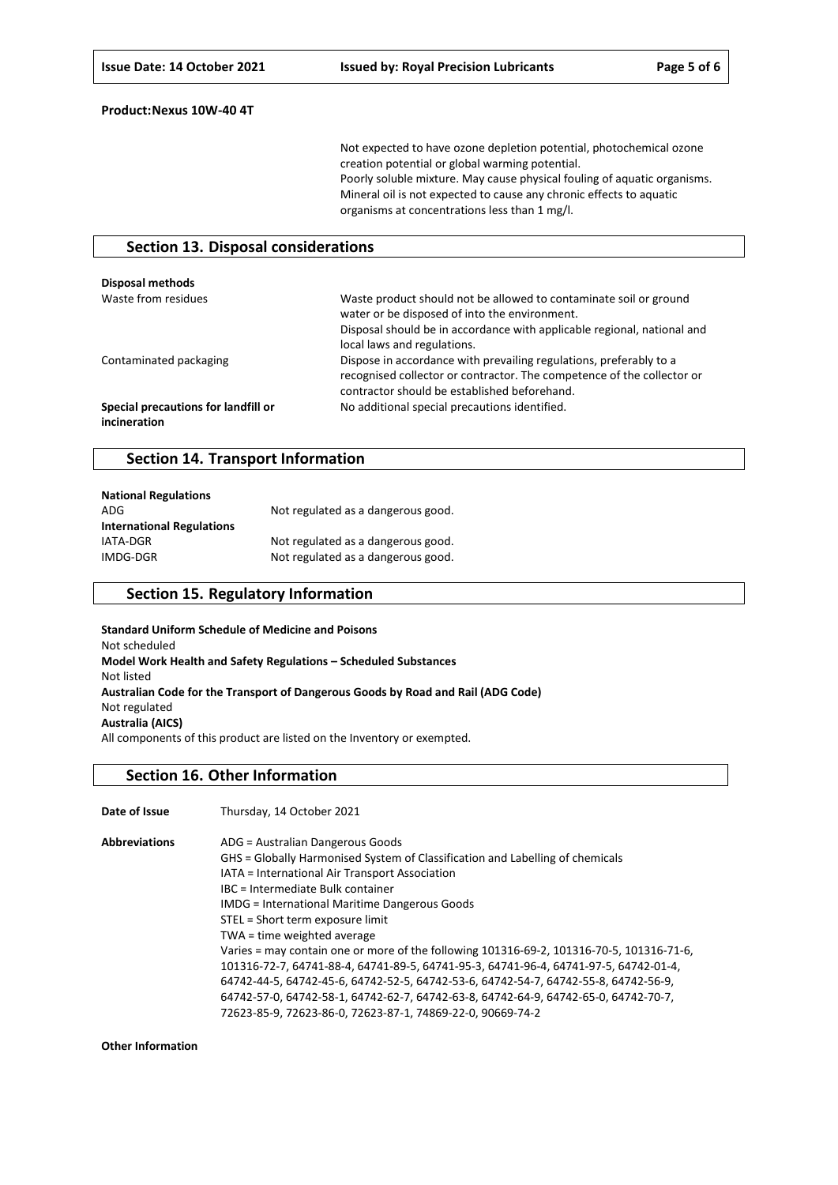**Product:Nexus 10W-40 4T**

Not expected to have ozone depletion potential, photochemical ozone creation potential or global warming potential.
Poorly soluble mixture. May cause physical fouling of aquatic organisms.
Mineral oil is not expected to cause any chronic effects to aquatic organisms at concentrations less than 1 mg/l.

## Section 13. Disposal considerations

**Disposal methods**

| | |
|---|---|
| Waste from residues | Waste product should not be allowed to contaminate soil or ground water or be disposed of into the environment. Disposal should be in accordance with applicable regional, national and local laws and regulations. |
| Contaminated packaging | Dispose in accordance with prevailing regulations, preferably to a recognised collector or contractor. The competence of the collector or contractor should be established beforehand. |
| **Special precautions for landfill or incineration** | No additional special precautions identified. |

## Section 14. Transport Information

**National Regulations**

| | |
|---|---|
| ADG | Not regulated as a dangerous good. |

**International Regulations**

| | |
|---|---|
| IATA-DGR | Not regulated as a dangerous good. |
| IMDG-DGR | Not regulated as a dangerous good. |

## Section 15. Regulatory Information

**Standard Uniform Schedule of Medicine and Poisons**
Not scheduled
**Model Work Health and Safety Regulations – Scheduled Substances**
Not listed
**Australian Code for the Transport of Dangerous Goods by Road and Rail (ADG Code)**
Not regulated
**Australia (AICS)**
All components of this product are listed on the Inventory or exempted.

## Section 16. Other Information

**Date of Issue** Thursday, 14 October 2021

**Abbreviations**

ADG = Australian Dangerous Goods
GHS = Globally Harmonised System of Classification and Labelling of chemicals
IATA = International Air Transport Association
IBC = Intermediate Bulk container
IMDG = International Maritime Dangerous Goods
STEL = Short term exposure limit
TWA = time weighted average
Varies = may contain one or more of the following 101316-69-2, 101316-70-5, 101316-71-6, 101316-72-7, 64741-88-4, 64741-89-5, 64741-95-3, 64741-96-4, 64741-97-5, 64742-01-4, 64742-44-5, 64742-45-6, 64742-52-5, 64742-53-6, 64742-54-7, 64742-55-8, 64742-56-9, 64742-57-0, 64742-58-1, 64742-62-7, 64742-63-8, 64742-64-9, 64742-65-0, 64742-70-7, 72623-85-9, 72623-86-0, 72623-87-1, 74869-22-0, 90669-74-2

**Other Information**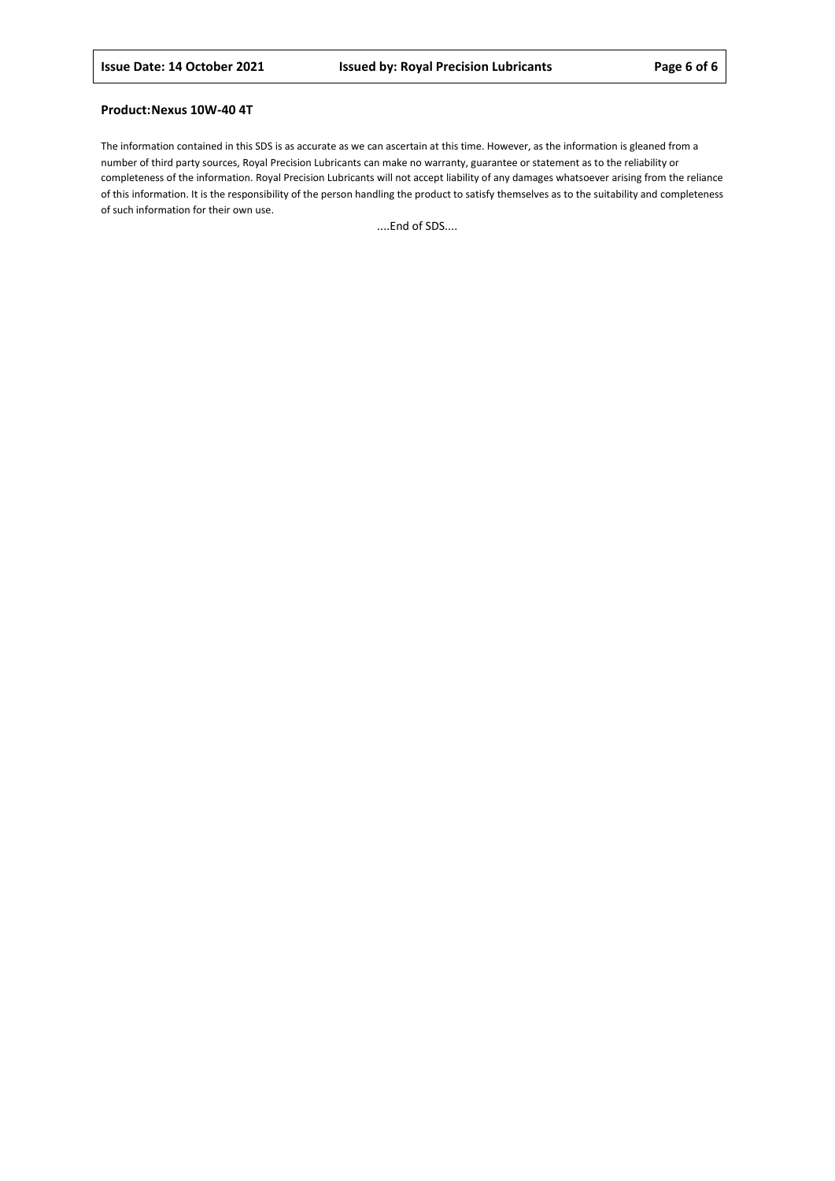**Product:Nexus 10W-40 4T**

The information contained in this SDS is as accurate as we can ascertain at this time. However, as the information is gleaned from a number of third party sources, Royal Precision Lubricants can make no warranty, guarantee or statement as to the reliability or completeness of the information. Royal Precision Lubricants will not accept liability of any damages whatsoever arising from the reliance of this information. It is the responsibility of the person handling the product to satisfy themselves as to the suitability and completeness of such information for their own use.

....End of SDS....